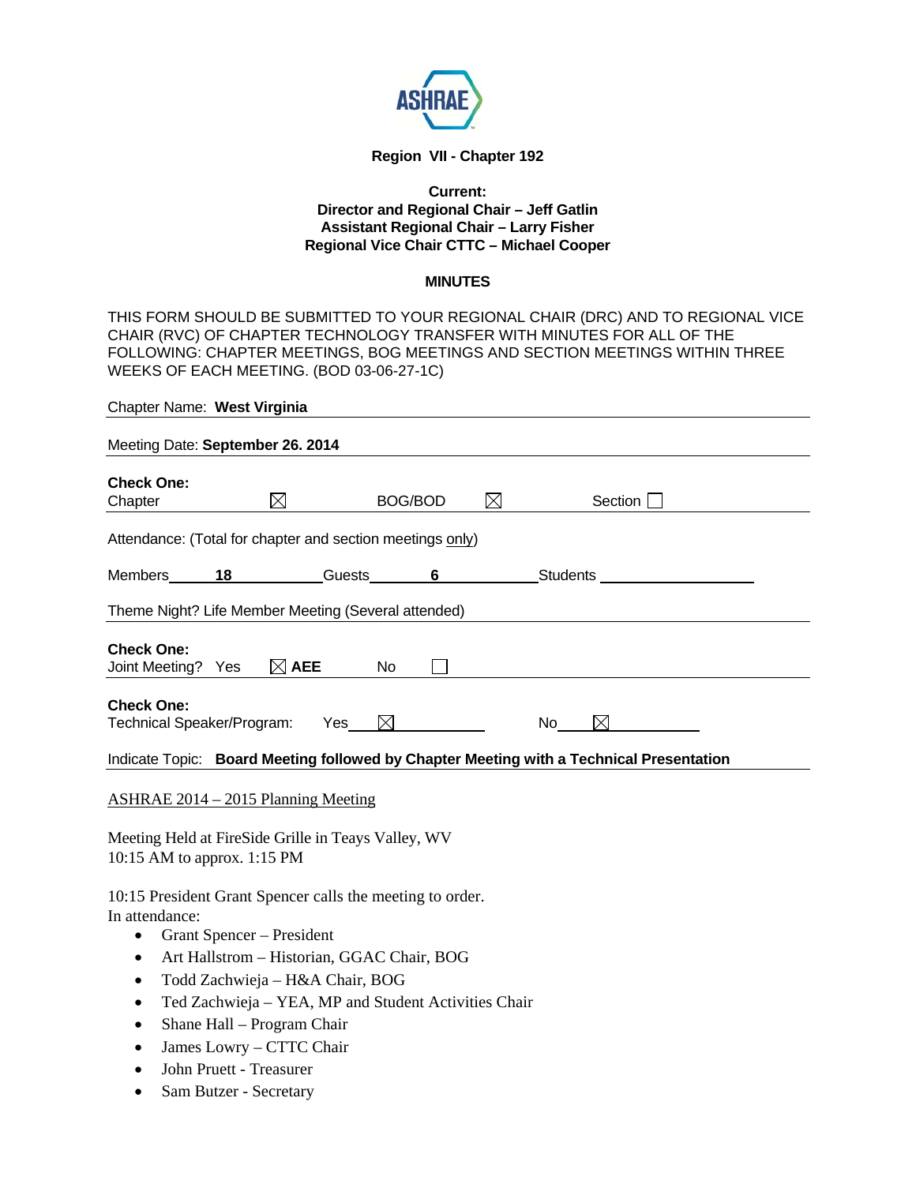**Region VII - Chapter 192**

**Current:**
**Director and Regional Chair – Jeff Gatlin**
**Assistant Regional Chair – Larry Fisher**
**Regional Vice Chair CTTC – Michael Cooper**

**MINUTES**

THIS FORM SHOULD BE SUBMITTED TO YOUR REGIONAL CHAIR (DRC) AND TO REGIONAL VICE CHAIR (RVC) OF CHAPTER TECHNOLOGY TRANSFER WITH MINUTES FOR ALL OF THE FOLLOWING: CHAPTER MEETINGS, BOG MEETINGS AND SECTION MEETINGS WITHIN THREE WEEKS OF EACH MEETING. (BOD 03-06-27-1C)

Chapter Name: **West Virginia**

Meeting Date: **September 26. 2014**

**Check One:**
Chapter ☒ BOG/BOD ☒ Section ☐

Attendance: (Total for chapter and section meetings only)

Members **18** Guests **6** Students

Theme Night? Life Member Meeting (Several attended)

**Check One:**
Joint Meeting? Yes ☒ **AEE** No ☐

**Check One:**
Technical Speaker/Program: Yes ☒ No ☒

Indicate Topic: **Board Meeting followed by Chapter Meeting with a Technical Presentation**

ASHRAE 2014 – 2015 Planning Meeting

Meeting Held at FireSide Grille in Teays Valley, WV
10:15 AM to approx. 1:15 PM

10:15 President Grant Spencer calls the meeting to order.
In attendance:

- Grant Spencer – President
- Art Hallstrom – Historian, GGAC Chair, BOG
- Todd Zachwieja – H&A Chair, BOG
- Ted Zachwieja – YEA, MP and Student Activities Chair
- Shane Hall – Program Chair
- James Lowry – CTTC Chair
- John Pruett - Treasurer
- Sam Butzer - Secretary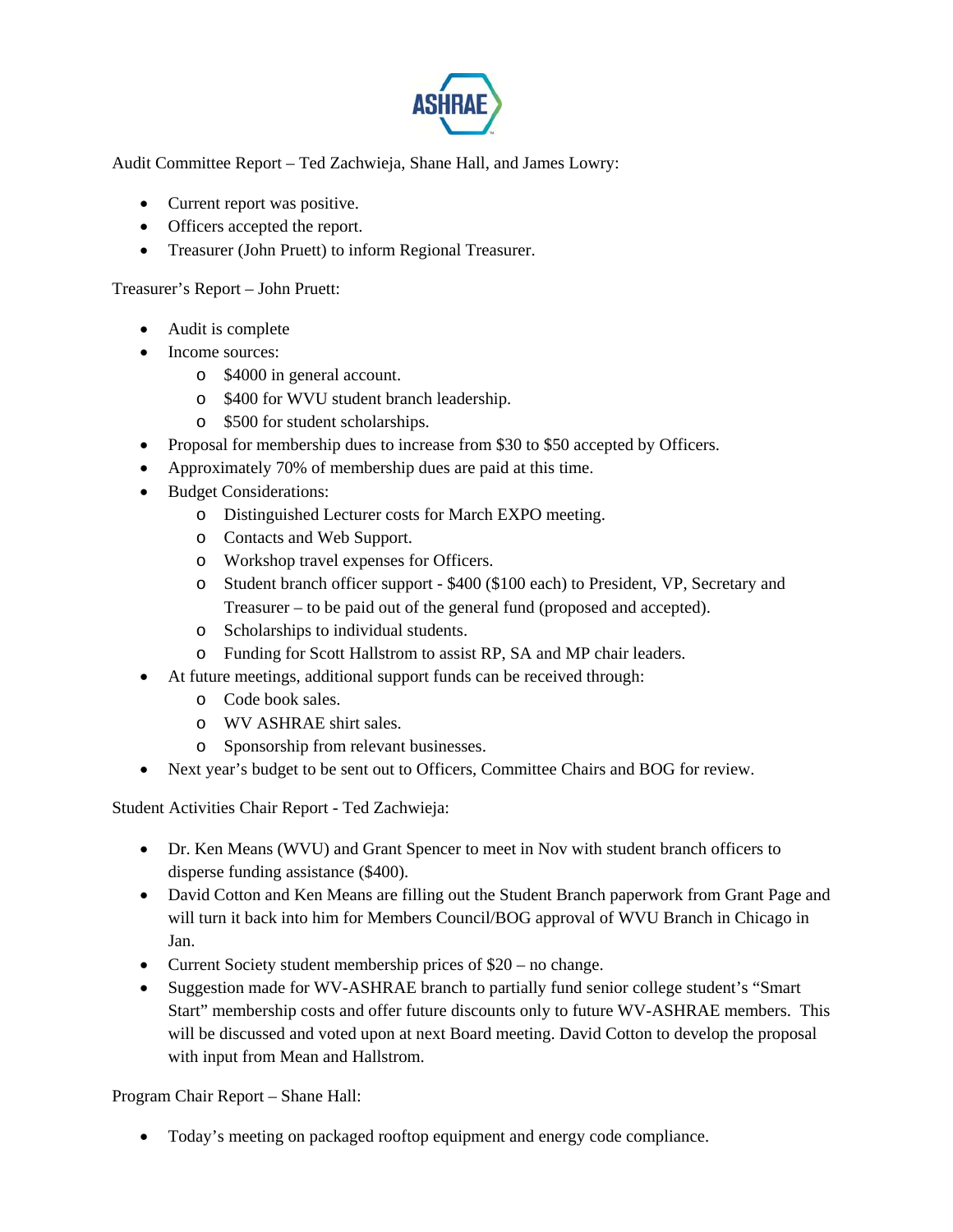Audit Committee Report – Ted Zachwieja, Shane Hall, and James Lowry:

- Current report was positive.
- Officers accepted the report.
- Treasurer (John Pruett) to inform Regional Treasurer.

Treasurer's Report – John Pruett:

- Audit is complete
- Income sources:
  - $4000 in general account.
  - $400 for WVU student branch leadership.
  - $500 for student scholarships.
- Proposal for membership dues to increase from $30 to $50 accepted by Officers.
- Approximately 70% of membership dues are paid at this time.
- Budget Considerations:
  - Distinguished Lecturer costs for March EXPO meeting.
  - Contacts and Web Support.
  - Workshop travel expenses for Officers.
  - Student branch officer support - $400 ($100 each) to President, VP, Secretary and Treasurer – to be paid out of the general fund (proposed and accepted).
  - Scholarships to individual students.
  - Funding for Scott Hallstrom to assist RP, SA and MP chair leaders.
- At future meetings, additional support funds can be received through:
  - Code book sales.
  - WV ASHRAE shirt sales.
  - Sponsorship from relevant businesses.
- Next year's budget to be sent out to Officers, Committee Chairs and BOG for review.

Student Activities Chair Report - Ted Zachwieja:

- Dr. Ken Means (WVU) and Grant Spencer to meet in Nov with student branch officers to disperse funding assistance ($400).
- David Cotton and Ken Means are filling out the Student Branch paperwork from Grant Page and will turn it back into him for Members Council/BOG approval of WVU Branch in Chicago in Jan.
- Current Society student membership prices of $20 – no change.
- Suggestion made for WV-ASHRAE branch to partially fund senior college student's "Smart Start" membership costs and offer future discounts only to future WV-ASHRAE members. This will be discussed and voted upon at next Board meeting. David Cotton to develop the proposal with input from Mean and Hallstrom.

Program Chair Report – Shane Hall:

- Today's meeting on packaged rooftop equipment and energy code compliance.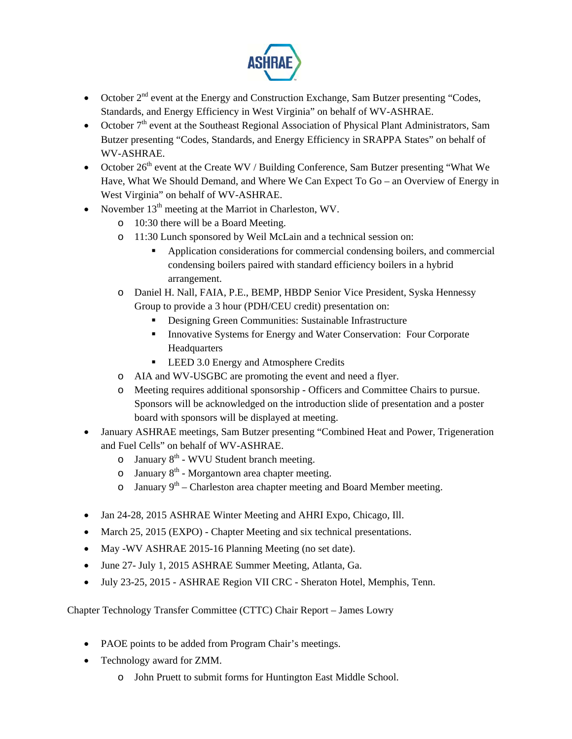- October 2nd event at the Energy and Construction Exchange, Sam Butzer presenting "Codes, Standards, and Energy Efficiency in West Virginia" on behalf of WV-ASHRAE.
- October 7th event at the Southeast Regional Association of Physical Plant Administrators, Sam Butzer presenting "Codes, Standards, and Energy Efficiency in SRAPPA States" on behalf of WV-ASHRAE.
- October 26th event at the Create WV / Building Conference, Sam Butzer presenting "What We Have, What We Should Demand, and Where We Can Expect To Go – an Overview of Energy in West Virginia" on behalf of WV-ASHRAE.
- November 13th meeting at the Marriot in Charleston, WV.
  - 10:30 there will be a Board Meeting.
  - 11:30 Lunch sponsored by Weil McLain and a technical session on:
    - Application considerations for commercial condensing boilers, and commercial condensing boilers paired with standard efficiency boilers in a hybrid arrangement.
  - Daniel H. Nall, FAIA, P.E., BEMP, HBDP Senior Vice President, Syska Hennessy Group to provide a 3 hour (PDH/CEU credit) presentation on:
    - Designing Green Communities: Sustainable Infrastructure
    - Innovative Systems for Energy and Water Conservation: Four Corporate Headquarters
    - LEED 3.0 Energy and Atmosphere Credits
  - AIA and WV-USGBC are promoting the event and need a flyer.
  - Meeting requires additional sponsorship - Officers and Committee Chairs to pursue. Sponsors will be acknowledged on the introduction slide of presentation and a poster board with sponsors will be displayed at meeting.
- January ASHRAE meetings, Sam Butzer presenting "Combined Heat and Power, Trigeneration and Fuel Cells" on behalf of WV-ASHRAE.
  - January 8th - WVU Student branch meeting.
  - January 8th - Morgantown area chapter meeting.
  - January 9th – Charleston area chapter meeting and Board Member meeting.

- Jan 24-28, 2015 ASHRAE Winter Meeting and AHRI Expo, Chicago, Ill.
- March 25, 2015 (EXPO) - Chapter Meeting and six technical presentations.
- May -WV ASHRAE 2015-16 Planning Meeting (no set date).
- June 27- July 1, 2015 ASHRAE Summer Meeting, Atlanta, Ga.
- July 23-25, 2015 - ASHRAE Region VII CRC - Sheraton Hotel, Memphis, Tenn.

Chapter Technology Transfer Committee (CTTC) Chair Report – James Lowry

- PAOE points to be added from Program Chair's meetings.
- Technology award for ZMM.
  - John Pruett to submit forms for Huntington East Middle School.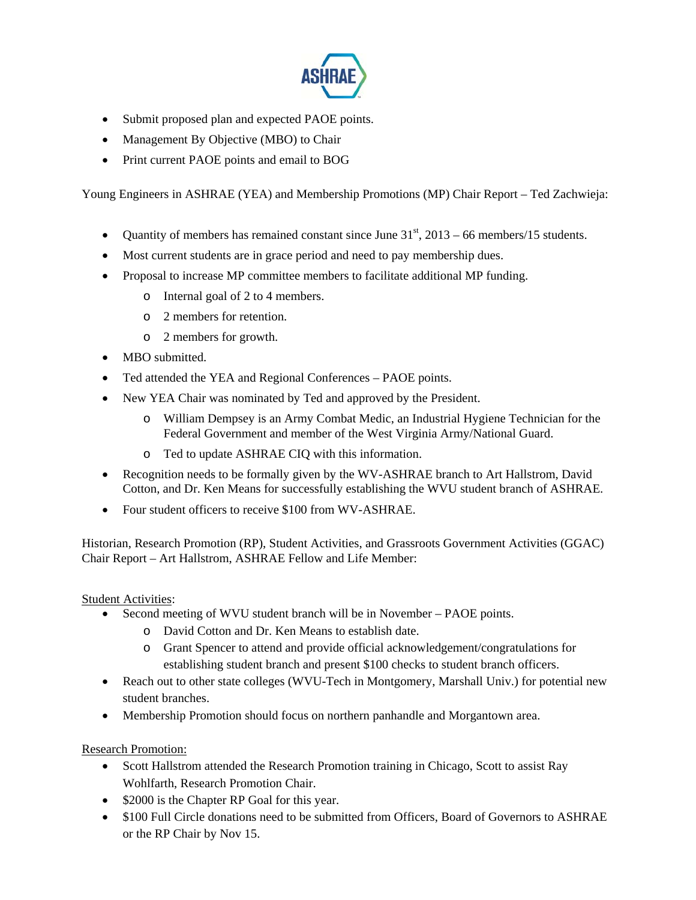- Submit proposed plan and expected PAOE points.
- Management By Objective (MBO) to Chair
- Print current PAOE points and email to BOG

Young Engineers in ASHRAE (YEA) and Membership Promotions (MP) Chair Report – Ted Zachwieja:

- Quantity of members has remained constant since June 31st, 2013 – 66 members/15 students.
- Most current students are in grace period and need to pay membership dues.
- Proposal to increase MP committee members to facilitate additional MP funding.
  - Internal goal of 2 to 4 members.
  - 2 members for retention.
  - 2 members for growth.
- MBO submitted.
- Ted attended the YEA and Regional Conferences – PAOE points.
- New YEA Chair was nominated by Ted and approved by the President.
  - William Dempsey is an Army Combat Medic, an Industrial Hygiene Technician for the Federal Government and member of the West Virginia Army/National Guard.
  - Ted to update ASHRAE CIQ with this information.
- Recognition needs to be formally given by the WV-ASHRAE branch to Art Hallstrom, David Cotton, and Dr. Ken Means for successfully establishing the WVU student branch of ASHRAE.
- Four student officers to receive $100 from WV-ASHRAE.

Historian, Research Promotion (RP), Student Activities, and Grassroots Government Activities (GGAC) Chair Report – Art Hallstrom, ASHRAE Fellow and Life Member:

Student Activities:

- Second meeting of WVU student branch will be in November – PAOE points.
  - David Cotton and Dr. Ken Means to establish date.
  - Grant Spencer to attend and provide official acknowledgement/congratulations for establishing student branch and present $100 checks to student branch officers.
- Reach out to other state colleges (WVU-Tech in Montgomery, Marshall Univ.) for potential new student branches.
- Membership Promotion should focus on northern panhandle and Morgantown area.

Research Promotion:

- Scott Hallstrom attended the Research Promotion training in Chicago, Scott to assist Ray Wohlfarth, Research Promotion Chair.
- $2000 is the Chapter RP Goal for this year.
- $100 Full Circle donations need to be submitted from Officers, Board of Governors to ASHRAE or the RP Chair by Nov 15.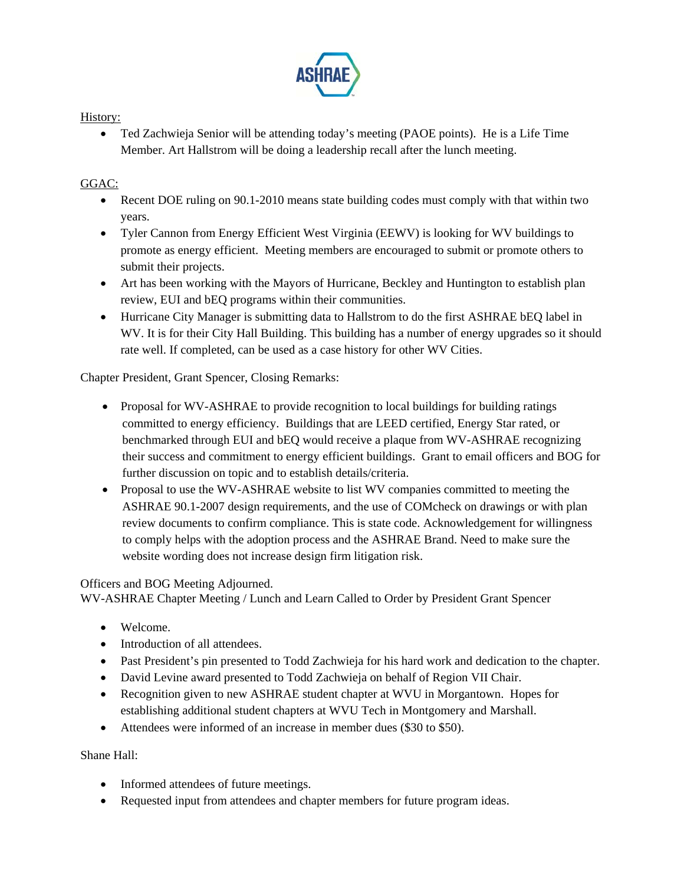History:

- Ted Zachwieja Senior will be attending today's meeting (PAOE points). He is a Life Time Member. Art Hallstrom will be doing a leadership recall after the lunch meeting.

GGAC:

- Recent DOE ruling on 90.1-2010 means state building codes must comply with that within two years.
- Tyler Cannon from Energy Efficient West Virginia (EEWV) is looking for WV buildings to promote as energy efficient. Meeting members are encouraged to submit or promote others to submit their projects.
- Art has been working with the Mayors of Hurricane, Beckley and Huntington to establish plan review, EUI and bEQ programs within their communities.
- Hurricane City Manager is submitting data to Hallstrom to do the first ASHRAE bEQ label in WV. It is for their City Hall Building. This building has a number of energy upgrades so it should rate well. If completed, can be used as a case history for other WV Cities.

Chapter President, Grant Spencer, Closing Remarks:

- Proposal for WV-ASHRAE to provide recognition to local buildings for building ratings committed to energy efficiency. Buildings that are LEED certified, Energy Star rated, or benchmarked through EUI and bEQ would receive a plaque from WV-ASHRAE recognizing their success and commitment to energy efficient buildings. Grant to email officers and BOG for further discussion on topic and to establish details/criteria.
- Proposal to use the WV-ASHRAE website to list WV companies committed to meeting the ASHRAE 90.1-2007 design requirements, and the use of COMcheck on drawings or with plan review documents to confirm compliance. This is state code. Acknowledgement for willingness to comply helps with the adoption process and the ASHRAE Brand. Need to make sure the website wording does not increase design firm litigation risk.

Officers and BOG Meeting Adjourned.
WV-ASHRAE Chapter Meeting / Lunch and Learn Called to Order by President Grant Spencer

- Welcome.
- Introduction of all attendees.
- Past President's pin presented to Todd Zachwieja for his hard work and dedication to the chapter.
- David Levine award presented to Todd Zachwieja on behalf of Region VII Chair.
- Recognition given to new ASHRAE student chapter at WVU in Morgantown. Hopes for establishing additional student chapters at WVU Tech in Montgomery and Marshall.
- Attendees were informed of an increase in member dues ($30 to $50).

Shane Hall:

- Informed attendees of future meetings.
- Requested input from attendees and chapter members for future program ideas.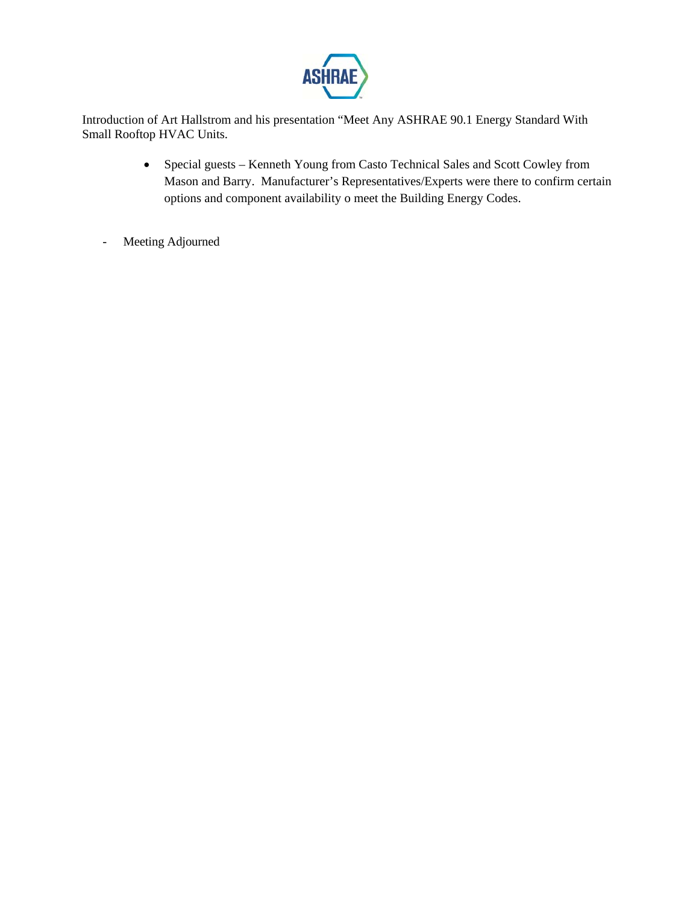Introduction of Art Hallstrom and his presentation “Meet Any ASHRAE 90.1 Energy Standard With Small Rooftop HVAC Units.

- Special guests – Kenneth Young from Casto Technical Sales and Scott Cowley from Mason and Barry. Manufacturer’s Representatives/Experts were there to confirm certain options and component availability o meet the Building Energy Codes.

- Meeting Adjourned